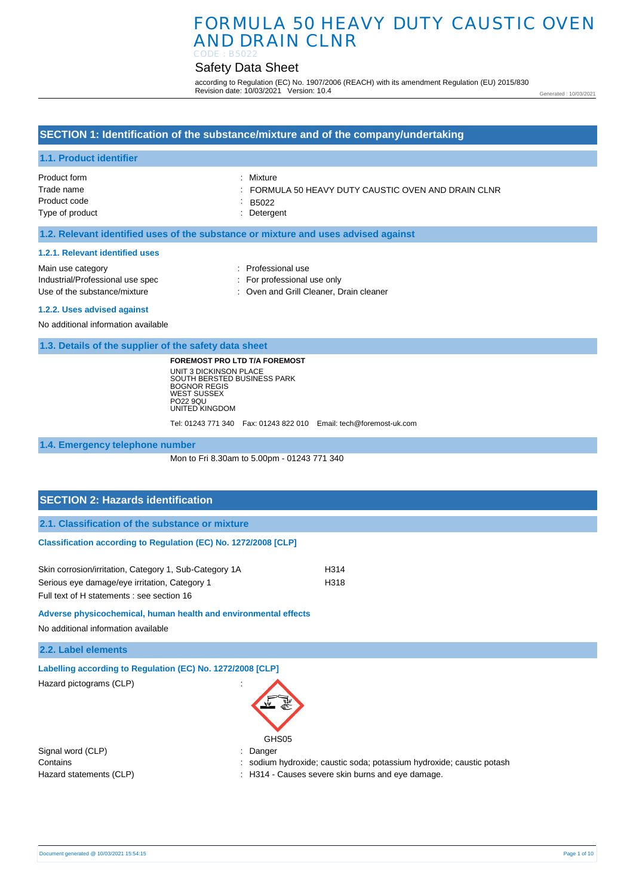# FORMULA 50 HEAVY DUTY CAUSTIC OVEN AND DRAIN CLNR

CODE : B5022

## Safety Data Sheet

according to Regulation (EC) No. 1907/2006 (REACH) with its amendment Regulation (EU) 2015/830
Revision date: 10/03/2021 Version: 10.4

Generated : 10/03/2021

## SECTION 1: Identification of the substance/mixture and of the company/undertaking

### 1.1. Product identifier

| | |
|---|---|
| Product form | : Mixture |
| Trade name | : FORMULA 50 HEAVY DUTY CAUSTIC OVEN AND DRAIN CLNR |
| Product code | : B5022 |
| Type of product | : Detergent |

### 1.2. Relevant identified uses of the substance or mixture and uses advised against

#### 1.2.1. Relevant identified uses

| | |
|---|---|
| Main use category | : Professional use |
| Industrial/Professional use spec | : For professional use only |
| Use of the substance/mixture | : Oven and Grill Cleaner, Drain cleaner |

#### 1.2.2. Uses advised against

No additional information available

### 1.3. Details of the supplier of the safety data sheet

**FOREMOST PRO LTD T/A FOREMOST**
UNIT 3 DICKINSON PLACE
SOUTH BERSTED BUSINESS PARK
BOGNOR REGIS
WEST SUSSEX
PO22 9QU
UNITED KINGDOM

Tel: 01243 771 340 Fax: 01243 822 010 Email: tech@foremost-uk.com

### 1.4. Emergency telephone number

Mon to Fri 8.30am to 5.00pm - 01243 771 340

## SECTION 2: Hazards identification

### 2.1. Classification of the substance or mixture

#### Classification according to Regulation (EC) No. 1272/2008 [CLP]

| | |
|---|---|
| Skin corrosion/irritation, Category 1, Sub-Category 1A | H314 |
| Serious eye damage/eye irritation, Category 1 | H318 |

Full text of H statements : see section 16

#### Adverse physicochemical, human health and environmental effects

No additional information available

### 2.2. Label elements

#### Labelling according to Regulation (EC) No. 1272/2008 [CLP]

Hazard pictograms (CLP) :

GHS05

| | |
|---|---|
| Signal word (CLP) | : Danger |
| Contains | : sodium hydroxide; caustic soda; potassium hydroxide; caustic potash |
| Hazard statements (CLP) | : H314 - Causes severe skin burns and eye damage. |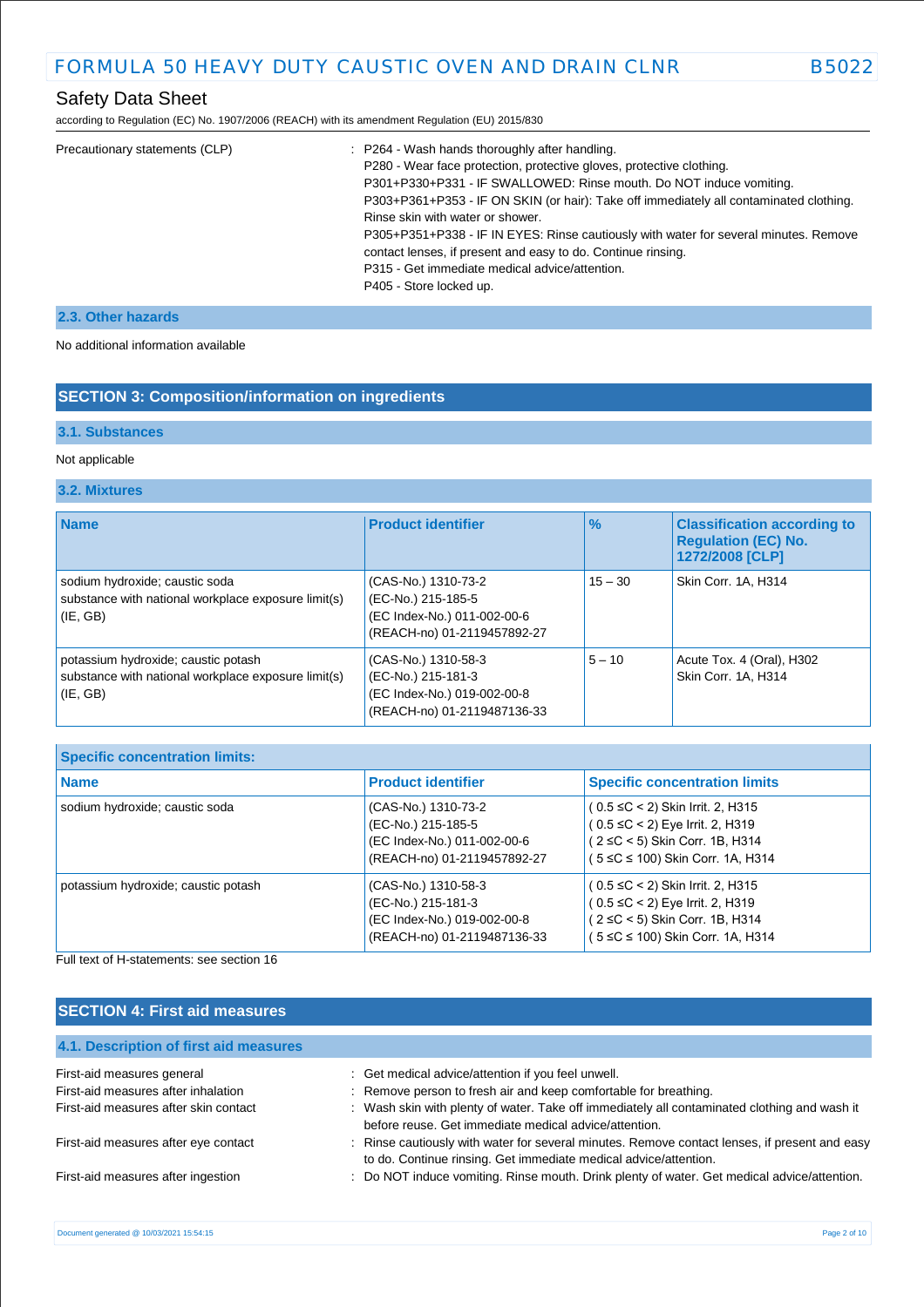| | |
|---|---|
| Precautionary statements (CLP) | : P264 - Wash hands thoroughly after handling.<br>P280 - Wear face protection, protective gloves, protective clothing.<br>P301+P330+P331 - IF SWALLOWED: Rinse mouth. Do NOT induce vomiting.<br>P303+P361+P353 - IF ON SKIN (or hair): Take off immediately all contaminated clothing. Rinse skin with water or shower.<br>P305+P351+P338 - IF IN EYES: Rinse cautiously with water for several minutes. Remove contact lenses, if present and easy to do. Continue rinsing.<br>P315 - Get immediate medical advice/attention.<br>P405 - Store locked up. |

### 2.3. Other hazards

No additional information available

## SECTION 3: Composition/information on ingredients

### 3.1. Substances

Not applicable

### 3.2. Mixtures

| Name | Product identifier | % | Classification according to Regulation (EC) No. 1272/2008 [CLP] |
|---|---|---|---|
| sodium hydroxide; caustic soda<br>substance with national workplace exposure limit(s) (IE, GB) | (CAS-No.) 1310-73-2<br>(EC-No.) 215-185-5<br>(EC Index-No.) 011-002-00-6<br>(REACH-no) 01-2119457892-27 | 15 – 30 | Skin Corr. 1A, H314 |
| potassium hydroxide; caustic potash<br>substance with national workplace exposure limit(s) (IE, GB) | (CAS-No.) 1310-58-3<br>(EC-No.) 215-181-3<br>(EC Index-No.) 019-002-00-8<br>(REACH-no) 01-2119487136-33 | 5 – 10 | Acute Tox. 4 (Oral), H302<br>Skin Corr. 1A, H314 |

| Specific concentration limits: | | |
|---|---|---|
| **Name** | **Product identifier** | **Specific concentration limits** |
| sodium hydroxide; caustic soda | (CAS-No.) 1310-73-2<br>(EC-No.) 215-185-5<br>(EC Index-No.) 011-002-00-6<br>(REACH-no) 01-2119457892-27 | ( 0.5 ≤C < 2) Skin Irrit. 2, H315<br>( 0.5 ≤C < 2) Eye Irrit. 2, H319<br>( 2 ≤C < 5) Skin Corr. 1B, H314<br>( 5 ≤C ≤ 100) Skin Corr. 1A, H314 |
| potassium hydroxide; caustic potash | (CAS-No.) 1310-58-3<br>(EC-No.) 215-181-3<br>(EC Index-No.) 019-002-00-8<br>(REACH-no) 01-2119487136-33 | ( 0.5 ≤C < 2) Skin Irrit. 2, H315<br>( 0.5 ≤C < 2) Eye Irrit. 2, H319<br>( 2 ≤C < 5) Skin Corr. 1B, H314<br>( 5 ≤C ≤ 100) Skin Corr. 1A, H314 |

Full text of H-statements: see section 16

## SECTION 4: First aid measures

### 4.1. Description of first aid measures

| | |
|---|---|
| First-aid measures general | : Get medical advice/attention if you feel unwell. |
| First-aid measures after inhalation | : Remove person to fresh air and keep comfortable for breathing. |
| First-aid measures after skin contact | : Wash skin with plenty of water. Take off immediately all contaminated clothing and wash it before reuse. Get immediate medical advice/attention. |
| First-aid measures after eye contact | : Rinse cautiously with water for several minutes. Remove contact lenses, if present and easy to do. Continue rinsing. Get immediate medical advice/attention. |
| First-aid measures after ingestion | : Do NOT induce vomiting. Rinse mouth. Drink plenty of water. Get medical advice/attention. |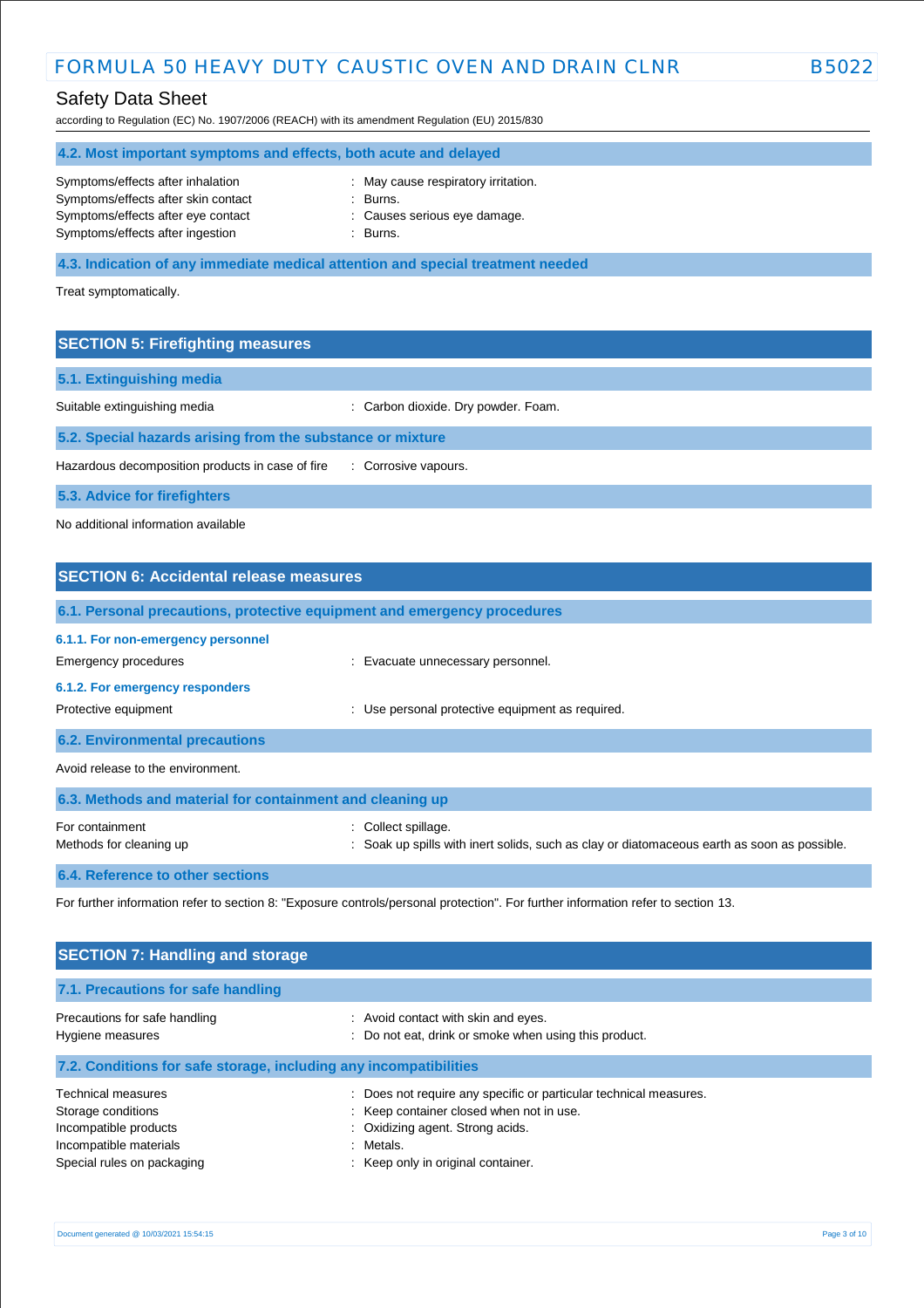### 4.2. Most important symptoms and effects, both acute and delayed

| | |
|---|---|
| Symptoms/effects after inhalation | : May cause respiratory irritation. |
| Symptoms/effects after skin contact | : Burns. |
| Symptoms/effects after eye contact | : Causes serious eye damage. |
| Symptoms/effects after ingestion | : Burns. |

### 4.3. Indication of any immediate medical attention and special treatment needed

Treat symptomatically.

## SECTION 5: Firefighting measures

### 5.1. Extinguishing media

| | |
|---|---|
| Suitable extinguishing media | : Carbon dioxide. Dry powder. Foam. |

### 5.2. Special hazards arising from the substance or mixture

| | |
|---|---|
| Hazardous decomposition products in case of fire | : Corrosive vapours. |

### 5.3. Advice for firefighters

No additional information available

## SECTION 6: Accidental release measures

### 6.1. Personal precautions, protective equipment and emergency procedures

#### 6.1.1. For non-emergency personnel

| | |
|---|---|
| Emergency procedures | : Evacuate unnecessary personnel. |

#### 6.1.2. For emergency responders

| | |
|---|---|
| Protective equipment | : Use personal protective equipment as required. |

### 6.2. Environmental precautions

Avoid release to the environment.

### 6.3. Methods and material for containment and cleaning up

| | |
|---|---|
| For containment | : Collect spillage. |
| Methods for cleaning up | : Soak up spills with inert solids, such as clay or diatomaceous earth as soon as possible. |

### 6.4. Reference to other sections

For further information refer to section 8: "Exposure controls/personal protection". For further information refer to section 13.

## SECTION 7: Handling and storage

### 7.1. Precautions for safe handling

| | |
|---|---|
| Precautions for safe handling | : Avoid contact with skin and eyes. |
| Hygiene measures | : Do not eat, drink or smoke when using this product. |

### 7.2. Conditions for safe storage, including any incompatibilities

| | |
|---|---|
| Technical measures | : Does not require any specific or particular technical measures. |
| Storage conditions | : Keep container closed when not in use. |
| Incompatible products | : Oxidizing agent. Strong acids. |
| Incompatible materials | : Metals. |
| Special rules on packaging | : Keep only in original container. |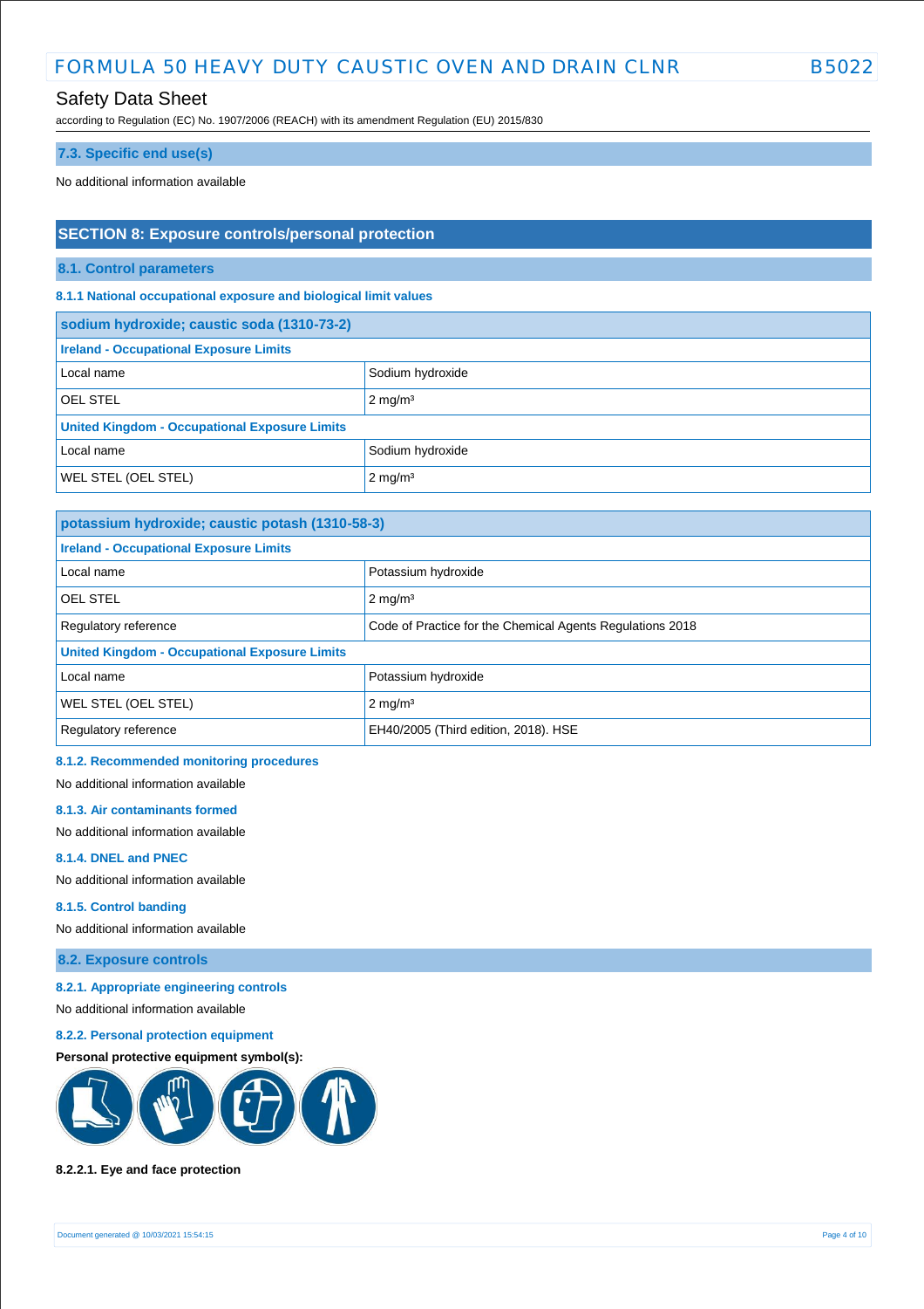### 7.3. Specific end use(s)

No additional information available

## SECTION 8: Exposure controls/personal protection

### 8.1. Control parameters

#### 8.1.1 National occupational exposure and biological limit values

| sodium hydroxide; caustic soda (1310-73-2) | |
|---|---|
| **Ireland - Occupational Exposure Limits** | |
| Local name | Sodium hydroxide |
| OEL STEL | 2 mg/m³ |
| **United Kingdom - Occupational Exposure Limits** | |
| Local name | Sodium hydroxide |
| WEL STEL (OEL STEL) | 2 mg/m³ |

| potassium hydroxide; caustic potash (1310-58-3) | |
|---|---|
| **Ireland - Occupational Exposure Limits** | |
| Local name | Potassium hydroxide |
| OEL STEL | 2 mg/m³ |
| Regulatory reference | Code of Practice for the Chemical Agents Regulations 2018 |
| **United Kingdom - Occupational Exposure Limits** | |
| Local name | Potassium hydroxide |
| WEL STEL (OEL STEL) | 2 mg/m³ |
| Regulatory reference | EH40/2005 (Third edition, 2018). HSE |

#### 8.1.2. Recommended monitoring procedures

No additional information available

#### 8.1.3. Air contaminants formed

No additional information available

#### 8.1.4. DNEL and PNEC

No additional information available

#### 8.1.5. Control banding

No additional information available

### 8.2. Exposure controls

#### 8.2.1. Appropriate engineering controls

No additional information available

#### 8.2.2. Personal protection equipment

**Personal protective equipment symbol(s):**

**8.2.2.1. Eye and face protection**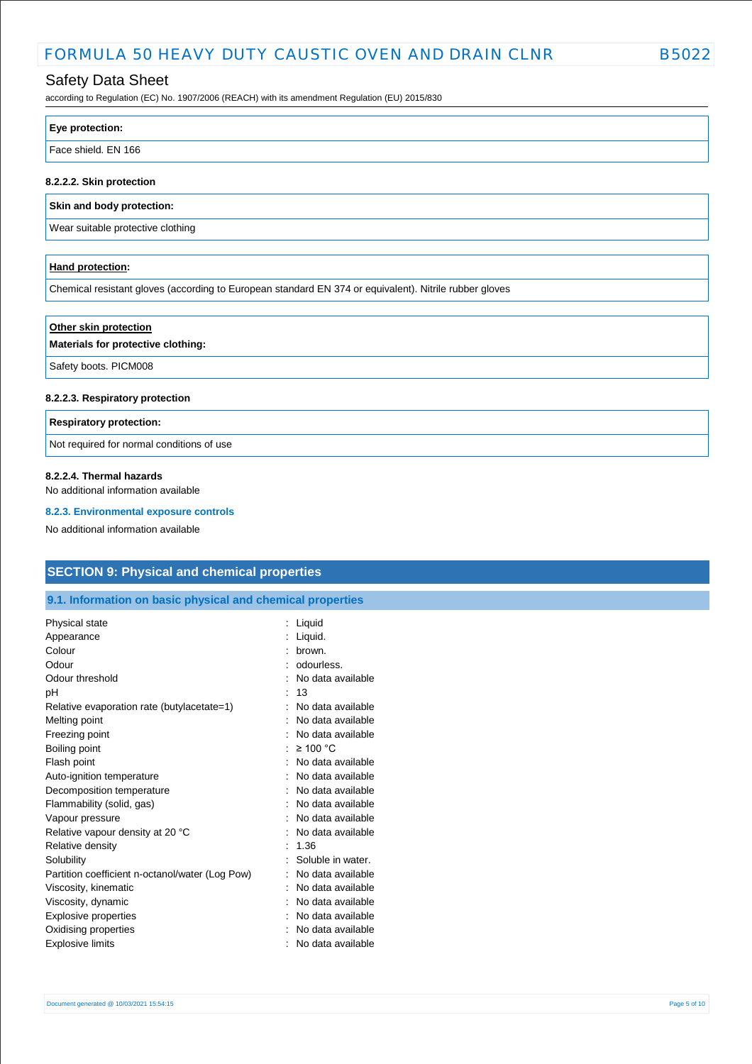| **Eye protection:** |
| --- |
| Face shield. EN 166 |

#### 8.2.2.2. Skin protection

| **Skin and body protection:** |
| --- |
| Wear suitable protective clothing |

| **Hand protection:** |
| --- |
| Chemical resistant gloves (according to European standard EN 374 or equivalent). Nitrile rubber gloves |

| **Other skin protection** **Materials for protective clothing:** |
| --- |
| Safety boots. PICM008 |

#### 8.2.2.3. Respiratory protection

| **Respiratory protection:** |
| --- |
| Not required for normal conditions of use |

#### 8.2.2.4. Thermal hazards

No additional information available

### 8.2.3. Environmental exposure controls

No additional information available

## SECTION 9: Physical and chemical properties

### 9.1. Information on basic physical and chemical properties

| | |
| --- | --- |
| Physical state | : Liquid |
| Appearance | : Liquid. |
| Colour | : brown. |
| Odour | : odourless. |
| Odour threshold | : No data available |
| pH | : 13 |
| Relative evaporation rate (butylacetate=1) | : No data available |
| Melting point | : No data available |
| Freezing point | : No data available |
| Boiling point | : ≥ 100 °C |
| Flash point | : No data available |
| Auto-ignition temperature | : No data available |
| Decomposition temperature | : No data available |
| Flammability (solid, gas) | : No data available |
| Vapour pressure | : No data available |
| Relative vapour density at 20 °C | : No data available |
| Relative density | : 1.36 |
| Solubility | : Soluble in water. |
| Partition coefficient n-octanol/water (Log Pow) | : No data available |
| Viscosity, kinematic | : No data available |
| Viscosity, dynamic | : No data available |
| Explosive properties | : No data available |
| Oxidising properties | : No data available |
| Explosive limits | : No data available |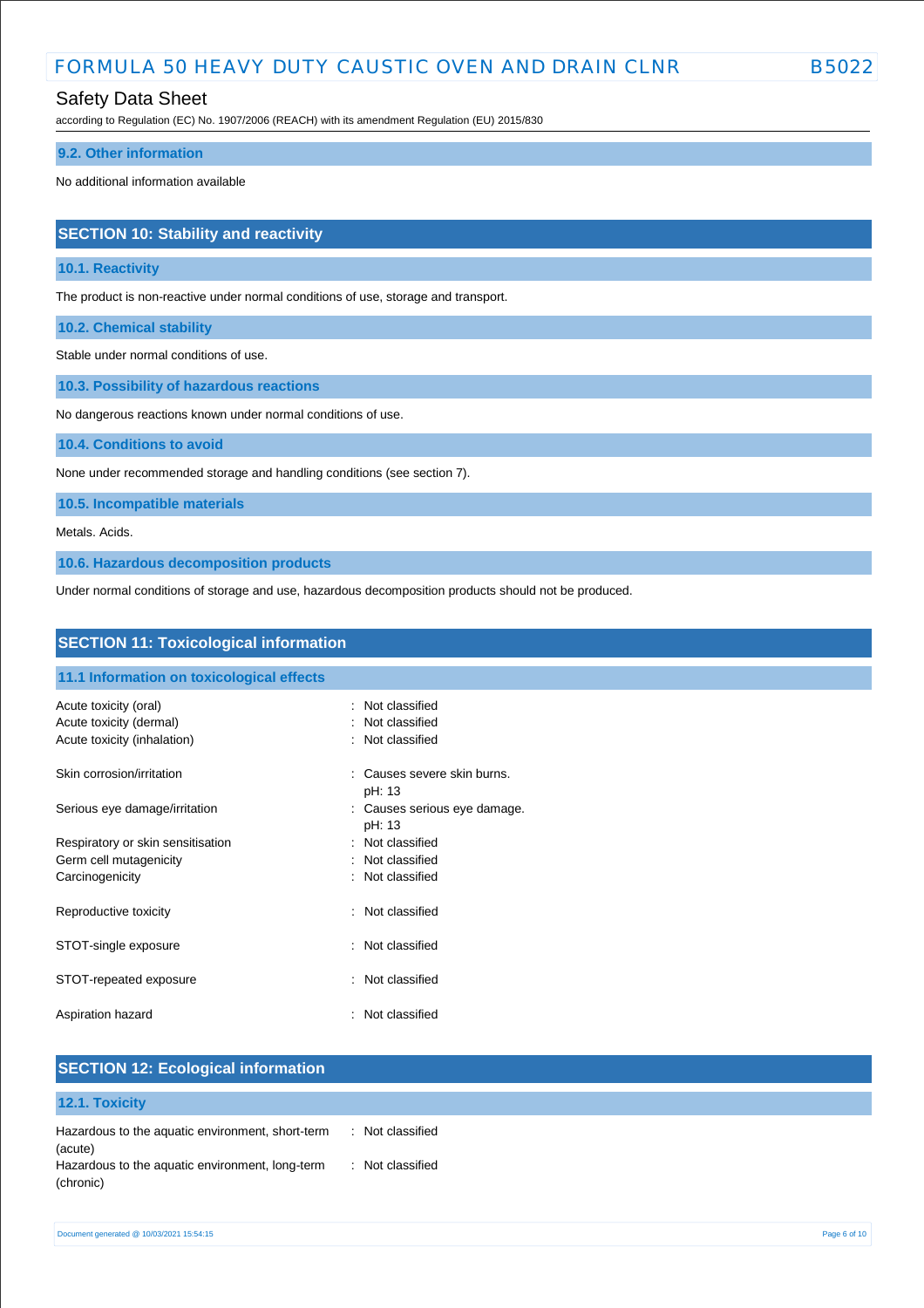### 9.2. Other information

No additional information available

## SECTION 10: Stability and reactivity

### 10.1. Reactivity

The product is non-reactive under normal conditions of use, storage and transport.

### 10.2. Chemical stability

Stable under normal conditions of use.

### 10.3. Possibility of hazardous reactions

No dangerous reactions known under normal conditions of use.

### 10.4. Conditions to avoid

None under recommended storage and handling conditions (see section 7).

### 10.5. Incompatible materials

Metals. Acids.

### 10.6. Hazardous decomposition products

Under normal conditions of storage and use, hazardous decomposition products should not be produced.

## SECTION 11: Toxicological information

### 11.1 Information on toxicological effects

| | |
|---|---|
| Acute toxicity (oral) | : Not classified |
| Acute toxicity (dermal) | : Not classified |
| Acute toxicity (inhalation) | : Not classified |
| Skin corrosion/irritation | : Causes severe skin burns. pH: 13 |
| Serious eye damage/irritation | : Causes serious eye damage. pH: 13 |
| Respiratory or skin sensitisation | : Not classified |
| Germ cell mutagenicity | : Not classified |
| Carcinogenicity | : Not classified |
| Reproductive toxicity | : Not classified |
| STOT-single exposure | : Not classified |
| STOT-repeated exposure | : Not classified |
| Aspiration hazard | : Not classified |

## SECTION 12: Ecological information

### 12.1. Toxicity

| | |
|---|---|
| Hazardous to the aquatic environment, short-term (acute) | : Not classified |
| Hazardous to the aquatic environment, long-term (chronic) | : Not classified |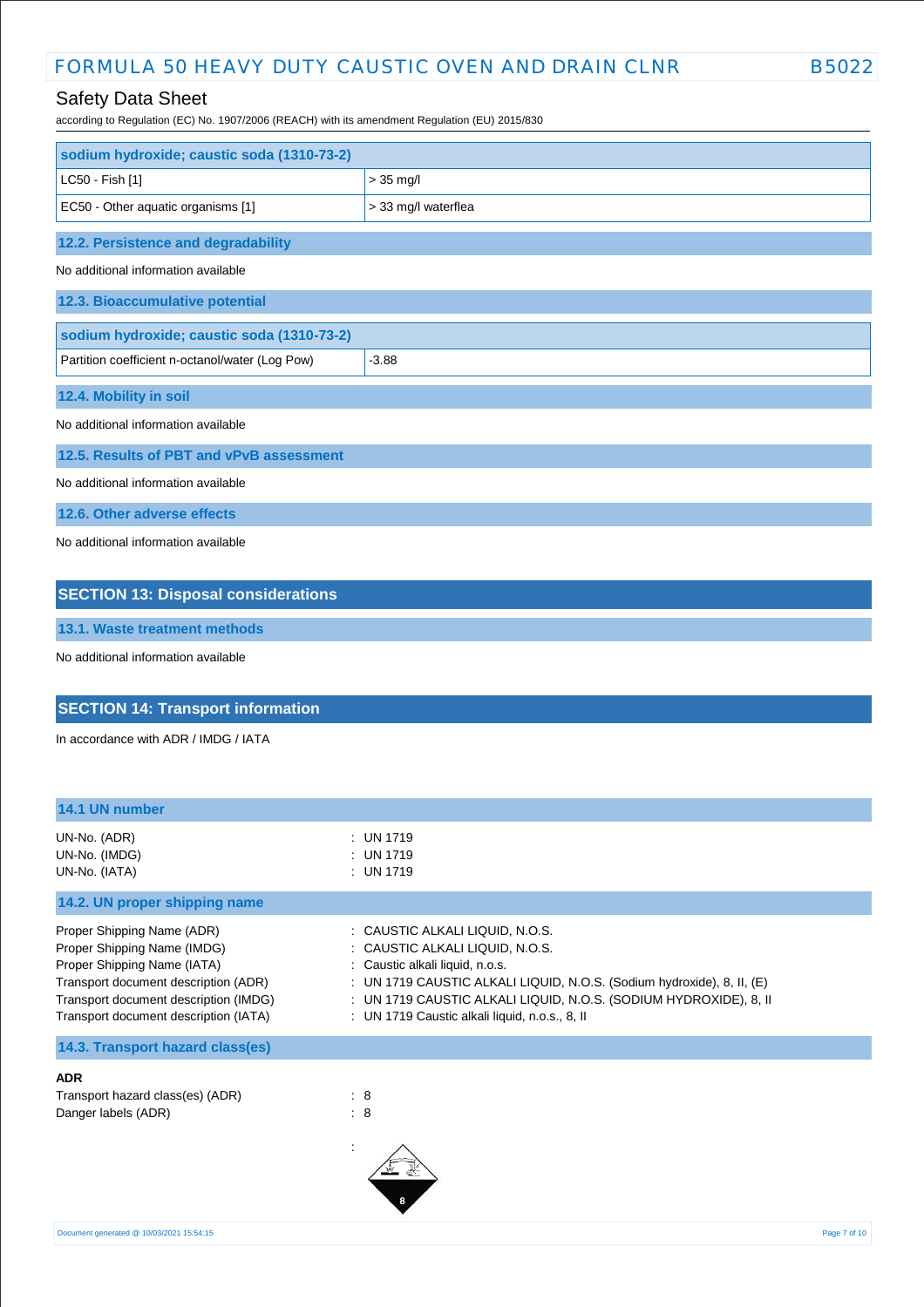| sodium hydroxide; caustic soda (1310-73-2) | |
|---|---|
| LC50 - Fish [1] | > 35 mg/l |
| EC50 - Other aquatic organisms [1] | > 33 mg/l waterflea |

### 12.2. Persistence and degradability

No additional information available

### 12.3. Bioaccumulative potential

| sodium hydroxide; caustic soda (1310-73-2) | |
|---|---|
| Partition coefficient n-octanol/water (Log Pow) | -3.88 |

### 12.4. Mobility in soil

No additional information available

### 12.5. Results of PBT and vPvB assessment

No additional information available

### 12.6. Other adverse effects

No additional information available

## SECTION 13: Disposal considerations

### 13.1. Waste treatment methods

No additional information available

## SECTION 14: Transport information

In accordance with ADR / IMDG / IATA

### 14.1 UN number

UN-No. (ADR) : UN 1719
UN-No. (IMDG) : UN 1719
UN-No. (IATA) : UN 1719

### 14.2. UN proper shipping name

Proper Shipping Name (ADR) : CAUSTIC ALKALI LIQUID, N.O.S.
Proper Shipping Name (IMDG) : CAUSTIC ALKALI LIQUID, N.O.S.
Proper Shipping Name (IATA) : Caustic alkali liquid, n.o.s.
Transport document description (ADR) : UN 1719 CAUSTIC ALKALI LIQUID, N.O.S. (Sodium hydroxide), 8, II, (E)
Transport document description (IMDG) : UN 1719 CAUSTIC ALKALI LIQUID, N.O.S. (SODIUM HYDROXIDE), 8, II
Transport document description (IATA) : UN 1719 Caustic alkali liquid, n.o.s., 8, II

### 14.3. Transport hazard class(es)

**ADR**

Transport hazard class(es) (ADR) : 8
Danger labels (ADR) : 8

: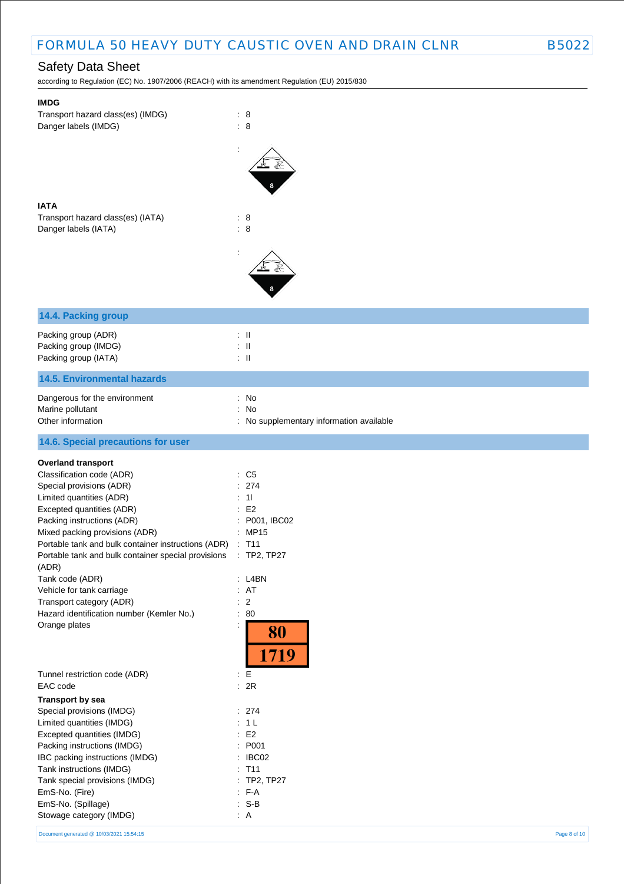**IMDG**

Transport hazard class(es) (IMDG) : 8
Danger labels (IMDG) : 8

:

**IATA**

Transport hazard class(es) (IATA) : 8
Danger labels (IATA) : 8

:

## 14.4. Packing group

Packing group (ADR) : II
Packing group (IMDG) : II
Packing group (IATA) : II

## 14.5. Environmental hazards

Dangerous for the environment : No
Marine pollutant : No
Other information : No supplementary information available

## 14.6. Special precautions for user

**Overland transport**

Classification code (ADR) : C5
Special provisions (ADR) : 274
Limited quantities (ADR) : 1l
Excepted quantities (ADR) : E2
Packing instructions (ADR) : P001, IBC02
Mixed packing provisions (ADR) : MP15
Portable tank and bulk container instructions (ADR) : T11
Portable tank and bulk container special provisions (ADR) : TP2, TP27
Tank code (ADR) : L4BN
Vehicle for tank carriage : AT
Transport category (ADR) : 2
Hazard identification number (Kemler No.) : 80
Orange plates :

| 80 |
|---|
| 1719 |

Tunnel restriction code (ADR) : E
EAC code : 2R

**Transport by sea**

Special provisions (IMDG) : 274
Limited quantities (IMDG) : 1 L
Excepted quantities (IMDG) : E2
Packing instructions (IMDG) : P001
IBC packing instructions (IMDG) : IBC02
Tank instructions (IMDG) : T11
Tank special provisions (IMDG) : TP2, TP27
EmS-No. (Fire) : F-A
EmS-No. (Spillage) : S-B
Stowage category (IMDG) : A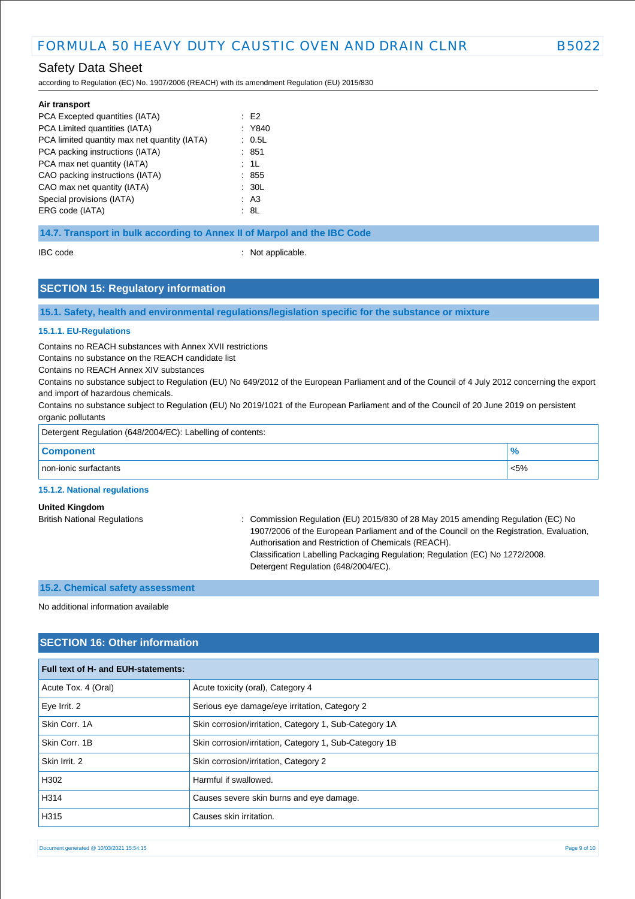**Air transport**

| | |
|---|---|
| PCA Excepted quantities (IATA) | : E2 |
| PCA Limited quantities (IATA) | : Y840 |
| PCA limited quantity max net quantity (IATA) | : 0.5L |
| PCA packing instructions (IATA) | : 851 |
| PCA max net quantity (IATA) | : 1L |
| CAO packing instructions (IATA) | : 855 |
| CAO max net quantity (IATA) | : 30L |
| Special provisions (IATA) | : A3 |
| ERG code (IATA) | : 8L |

### 14.7. Transport in bulk according to Annex II of Marpol and the IBC Code

IBC code : Not applicable.

## SECTION 15: Regulatory information

### 15.1. Safety, health and environmental regulations/legislation specific for the substance or mixture

#### 15.1.1. EU-Regulations

Contains no REACH substances with Annex XVII restrictions
Contains no substance on the REACH candidate list
Contains no REACH Annex XIV substances
Contains no substance subject to Regulation (EU) No 649/2012 of the European Parliament and of the Council of 4 July 2012 concerning the export and import of hazardous chemicals.
Contains no substance subject to Regulation (EU) No 2019/1021 of the European Parliament and of the Council of 20 June 2019 on persistent organic pollutants

Detergent Regulation (648/2004/EC): Labelling of contents:

| Component | % |
|---|---|
| non-ionic surfactants | <5% |

#### 15.1.2. National regulations

**United Kingdom**

British National Regulations : Commission Regulation (EU) 2015/830 of 28 May 2015 amending Regulation (EC) No 1907/2006 of the European Parliament and of the Council on the Registration, Evaluation, Authorisation and Restriction of Chemicals (REACH).
Classification Labelling Packaging Regulation; Regulation (EC) No 1272/2008.
Detergent Regulation (648/2004/EC).

### 15.2. Chemical safety assessment

No additional information available

## SECTION 16: Other information

| Full text of H- and EUH-statements: | |
|---|---|
| Acute Tox. 4 (Oral) | Acute toxicity (oral), Category 4 |
| Eye Irrit. 2 | Serious eye damage/eye irritation, Category 2 |
| Skin Corr. 1A | Skin corrosion/irritation, Category 1, Sub-Category 1A |
| Skin Corr. 1B | Skin corrosion/irritation, Category 1, Sub-Category 1B |
| Skin Irrit. 2 | Skin corrosion/irritation, Category 2 |
| H302 | Harmful if swallowed. |
| H314 | Causes severe skin burns and eye damage. |
| H315 | Causes skin irritation. |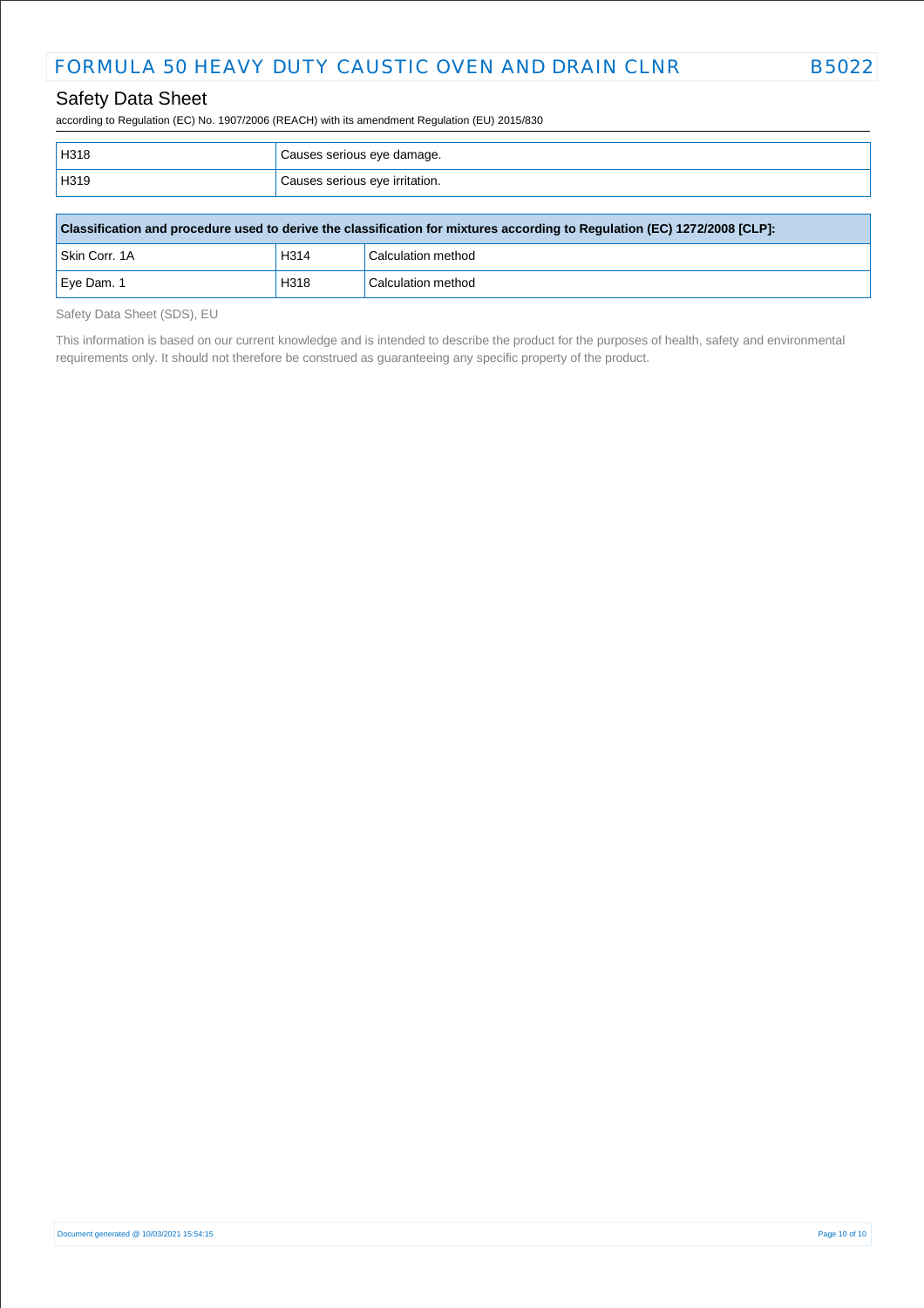| | |
|---|---|
| H318 | Causes serious eye damage. |
| H319 | Causes serious eye irritation. |

| Classification and procedure used to derive the classification for mixtures according to Regulation (EC) 1272/2008 [CLP]: | | |
|---|---|---|
| Skin Corr. 1A | H314 | Calculation method |
| Eye Dam. 1 | H318 | Calculation method |

Safety Data Sheet (SDS), EU

This information is based on our current knowledge and is intended to describe the product for the purposes of health, safety and environmental requirements only. It should not therefore be construed as guaranteeing any specific property of the product.